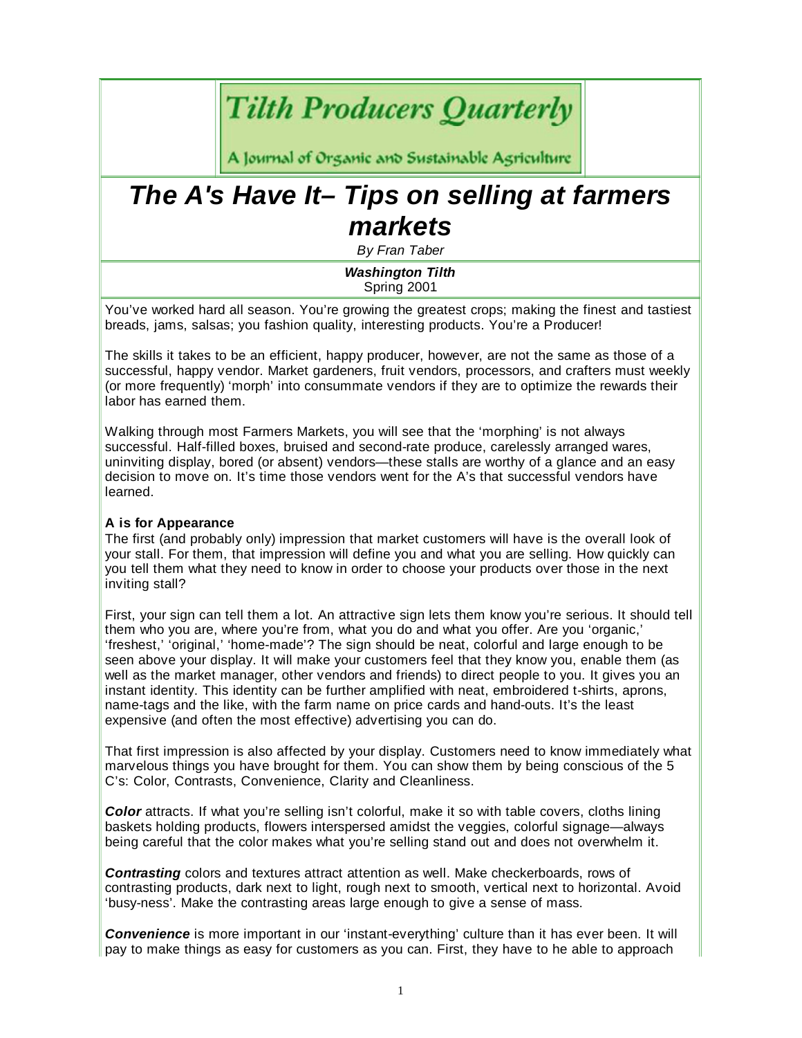# Tilth Producers Quarterly

A Journal of Organic and Sustainable Agriculture

## *The A's Have It– Tips on selling at farmers markets*

*By Fran Taber*

***Washington Tilth***
Spring 2001

You've worked hard all season. You're growing the greatest crops; making the finest and tastiest breads, jams, salsas; you fashion quality, interesting products. You're a Producer!

The skills it takes to be an efficient, happy producer, however, are not the same as those of a successful, happy vendor. Market gardeners, fruit vendors, processors, and crafters must weekly (or more frequently) 'morph' into consummate vendors if they are to optimize the rewards their labor has earned them.

Walking through most Farmers Markets, you will see that the 'morphing' is not always successful. Half-filled boxes, bruised and second-rate produce, carelessly arranged wares, uninviting display, bored (or absent) vendors—these stalls are worthy of a glance and an easy decision to move on. It's time those vendors went for the A's that successful vendors have learned.

**A is for Appearance**
The first (and probably only) impression that market customers will have is the overall look of your stall. For them, that impression will define you and what you are selling. How quickly can you tell them what they need to know in order to choose your products over those in the next inviting stall?

First, your sign can tell them a lot. An attractive sign lets them know you're serious. It should tell them who you are, where you're from, what you do and what you offer. Are you 'organic,' 'freshest,' 'original,' 'home-made'? The sign should be neat, colorful and large enough to be seen above your display. It will make your customers feel that they know you, enable them (as well as the market manager, other vendors and friends) to direct people to you. It gives you an instant identity. This identity can be further amplified with neat, embroidered t-shirts, aprons, name-tags and the like, with the farm name on price cards and hand-outs. It's the least expensive (and often the most effective) advertising you can do.

That first impression is also affected by your display. Customers need to know immediately what marvelous things you have brought for them. You can show them by being conscious of the 5 C's: Color, Contrasts, Convenience, Clarity and Cleanliness.

***Color*** attracts. If what you're selling isn't colorful, make it so with table covers, cloths lining baskets holding products, flowers interspersed amidst the veggies, colorful signage—always being careful that the color makes what you're selling stand out and does not overwhelm it.

***Contrasting*** colors and textures attract attention as well. Make checkerboards, rows of contrasting products, dark next to light, rough next to smooth, vertical next to horizontal. Avoid 'busy-ness'. Make the contrasting areas large enough to give a sense of mass.

***Convenience*** is more important in our 'instant-everything' culture than it has ever been. It will pay to make things as easy for customers as you can. First, they have to he able to approach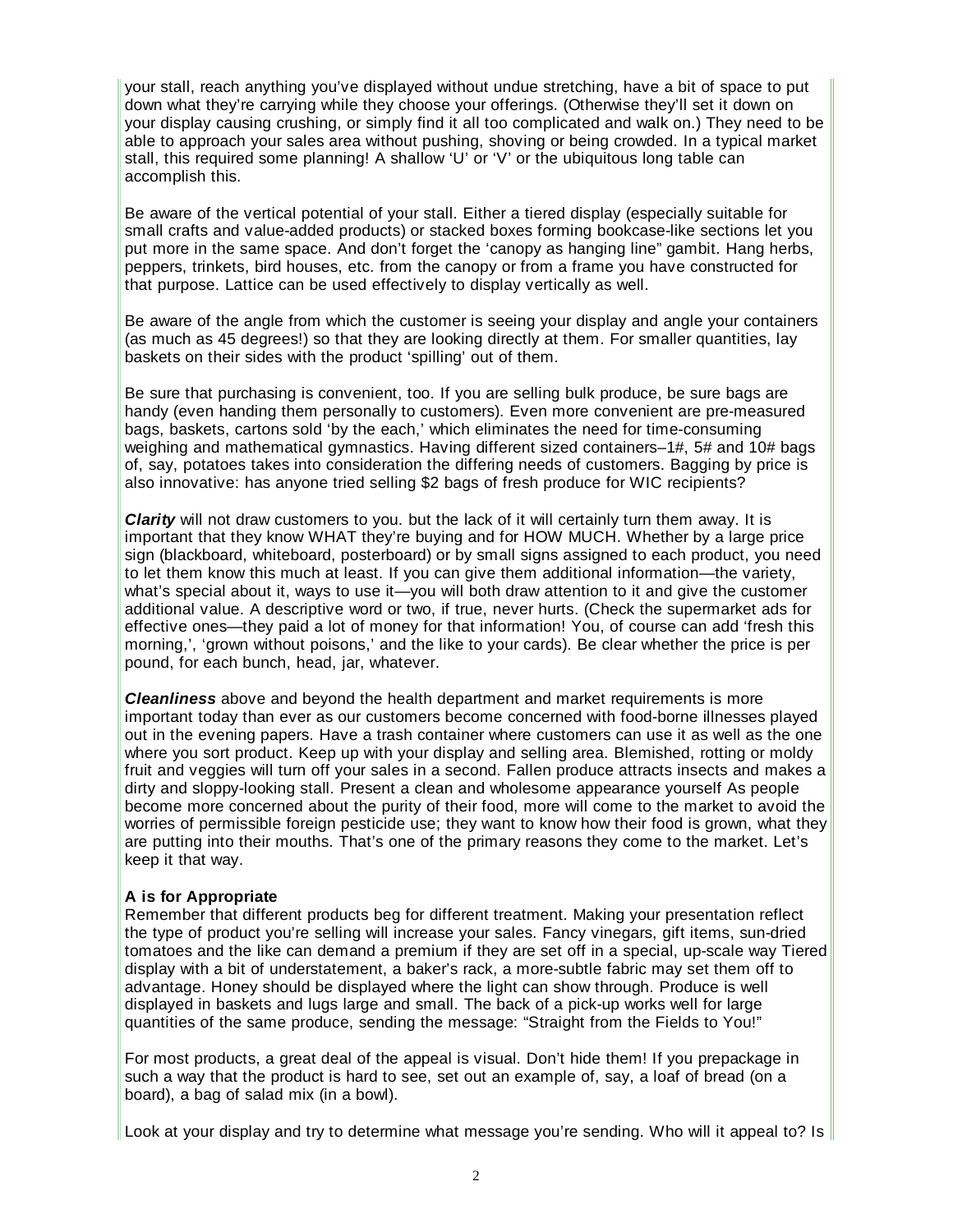your stall, reach anything you've displayed without undue stretching, have a bit of space to put down what they're carrying while they choose your offerings. (Otherwise they'll set it down on your display causing crushing, or simply find it all too complicated and walk on.) They need to be able to approach your sales area without pushing, shoving or being crowded. In a typical market stall, this required some planning! A shallow 'U' or 'V' or the ubiquitous long table can accomplish this.

Be aware of the vertical potential of your stall. Either a tiered display (especially suitable for small crafts and value-added products) or stacked boxes forming bookcase-like sections let you put more in the same space. And don't forget the 'canopy as hanging line" gambit. Hang herbs, peppers, trinkets, bird houses, etc. from the canopy or from a frame you have constructed for that purpose. Lattice can be used effectively to display vertically as well.

Be aware of the angle from which the customer is seeing your display and angle your containers (as much as 45 degrees!) so that they are looking directly at them. For smaller quantities, lay baskets on their sides with the product 'spilling' out of them.

Be sure that purchasing is convenient, too. If you are selling bulk produce, be sure bags are handy (even handing them personally to customers). Even more convenient are pre-measured bags, baskets, cartons sold 'by the each,' which eliminates the need for time-consuming weighing and mathematical gymnastics. Having different sized containers–1#, 5# and 10# bags of, say, potatoes takes into consideration the differing needs of customers. Bagging by price is also innovative: has anyone tried selling $2 bags of fresh produce for WIC recipients?

***Clarity*** will not draw customers to you. but the lack of it will certainly turn them away. It is important that they know WHAT they're buying and for HOW MUCH. Whether by a large price sign (blackboard, whiteboard, posterboard) or by small signs assigned to each product, you need to let them know this much at least. If you can give them additional information—the variety, what's special about it, ways to use it—you will both draw attention to it and give the customer additional value. A descriptive word or two, if true, never hurts. (Check the supermarket ads for effective ones—they paid a lot of money for that information! You, of course can add 'fresh this morning,', 'grown without poisons,' and the like to your cards). Be clear whether the price is per pound, for each bunch, head, jar, whatever.

***Cleanliness*** above and beyond the health department and market requirements is more important today than ever as our customers become concerned with food-borne illnesses played out in the evening papers. Have a trash container where customers can use it as well as the one where you sort product. Keep up with your display and selling area. Blemished, rotting or moldy fruit and veggies will turn off your sales in a second. Fallen produce attracts insects and makes a dirty and sloppy-looking stall. Present a clean and wholesome appearance yourself As people become more concerned about the purity of their food, more will come to the market to avoid the worries of permissible foreign pesticide use; they want to know how their food is grown, what they are putting into their mouths. That's one of the primary reasons they come to the market. Let's keep it that way.

**A is for Appropriate**

Remember that different products beg for different treatment. Making your presentation reflect the type of product you're selling will increase your sales. Fancy vinegars, gift items, sun-dried tomatoes and the like can demand a premium if they are set off in a special, up-scale way Tiered display with a bit of understatement, a baker's rack, a more-subtle fabric may set them off to advantage. Honey should be displayed where the light can show through. Produce is well displayed in baskets and lugs large and small. The back of a pick-up works well for large quantities of the same produce, sending the message: "Straight from the Fields to You!"

For most products, a great deal of the appeal is visual. Don't hide them! If you prepackage in such a way that the product is hard to see, set out an example of, say, a loaf of bread (on a board), a bag of salad mix (in a bowl).

Look at your display and try to determine what message you're sending. Who will it appeal to? Is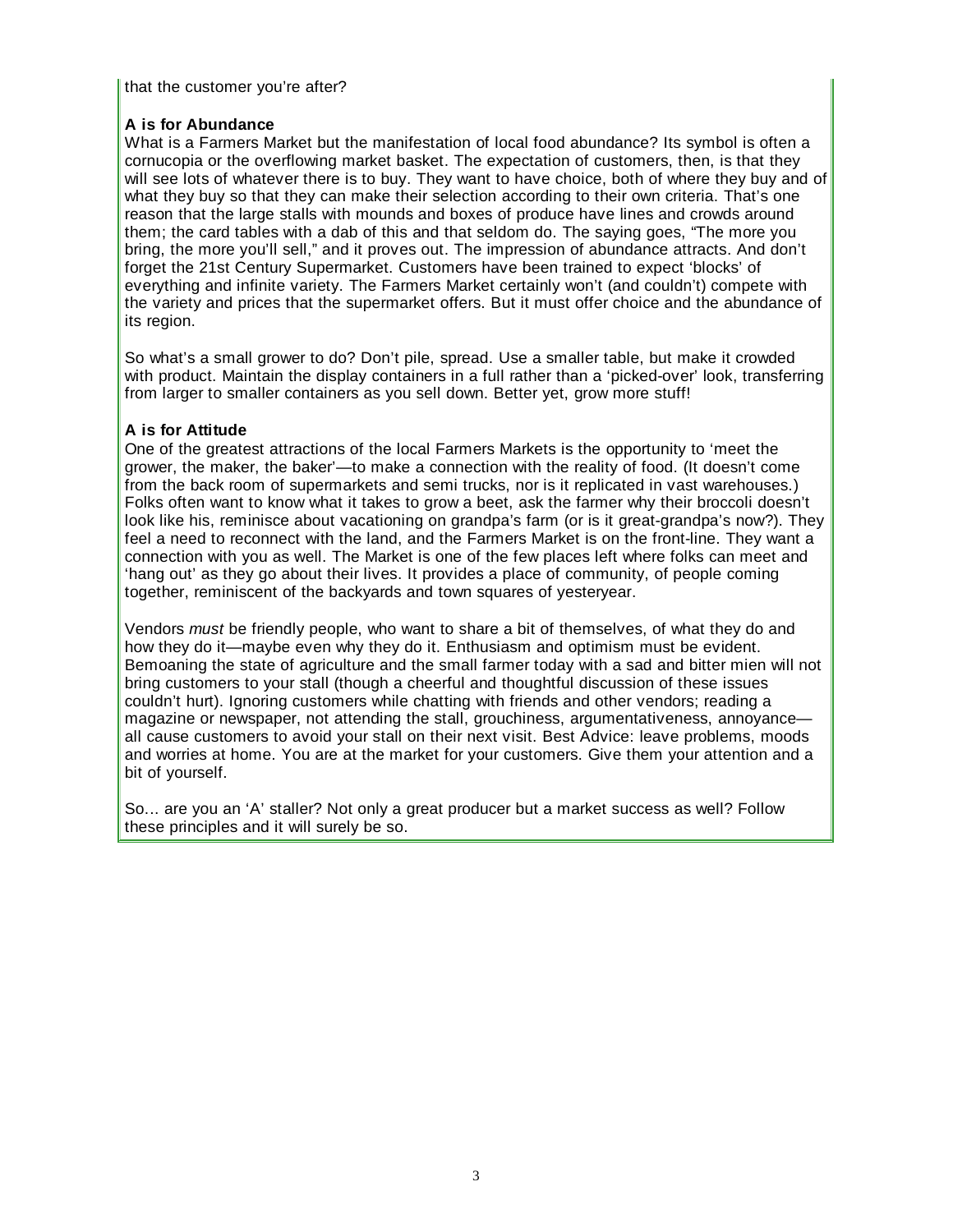that the customer you're after?

**A is for Abundance**

What is a Farmers Market but the manifestation of local food abundance? Its symbol is often a cornucopia or the overflowing market basket. The expectation of customers, then, is that they will see lots of whatever there is to buy. They want to have choice, both of where they buy and of what they buy so that they can make their selection according to their own criteria. That's one reason that the large stalls with mounds and boxes of produce have lines and crowds around them; the card tables with a dab of this and that seldom do. The saying goes, "The more you bring, the more you'll sell," and it proves out. The impression of abundance attracts. And don't forget the 21st Century Supermarket. Customers have been trained to expect 'blocks' of everything and infinite variety. The Farmers Market certainly won't (and couldn't) compete with the variety and prices that the supermarket offers. But it must offer choice and the abundance of its region.

So what's a small grower to do? Don't pile, spread. Use a smaller table, but make it crowded with product. Maintain the display containers in a full rather than a 'picked-over' look, transferring from larger to smaller containers as you sell down. Better yet, grow more stuff!

**A is for Attitude**

One of the greatest attractions of the local Farmers Markets is the opportunity to 'meet the grower, the maker, the baker'—to make a connection with the reality of food. (It doesn't come from the back room of supermarkets and semi trucks, nor is it replicated in vast warehouses.) Folks often want to know what it takes to grow a beet, ask the farmer why their broccoli doesn't look like his, reminisce about vacationing on grandpa's farm (or is it great-grandpa's now?). They feel a need to reconnect with the land, and the Farmers Market is on the front-line. They want a connection with you as well. The Market is one of the few places left where folks can meet and 'hang out' as they go about their lives. It provides a place of community, of people coming together, reminiscent of the backyards and town squares of yesteryear.

Vendors *must* be friendly people, who want to share a bit of themselves, of what they do and how they do it—maybe even why they do it. Enthusiasm and optimism must be evident. Bemoaning the state of agriculture and the small farmer today with a sad and bitter mien will not bring customers to your stall (though a cheerful and thoughtful discussion of these issues couldn't hurt). Ignoring customers while chatting with friends and other vendors; reading a magazine or newspaper, not attending the stall, grouchiness, argumentativeness, annoyance—all cause customers to avoid your stall on their next visit. Best Advice: leave problems, moods and worries at home. You are at the market for your customers. Give them your attention and a bit of yourself.

So… are you an 'A' staller? Not only a great producer but a market success as well? Follow these principles and it will surely be so.